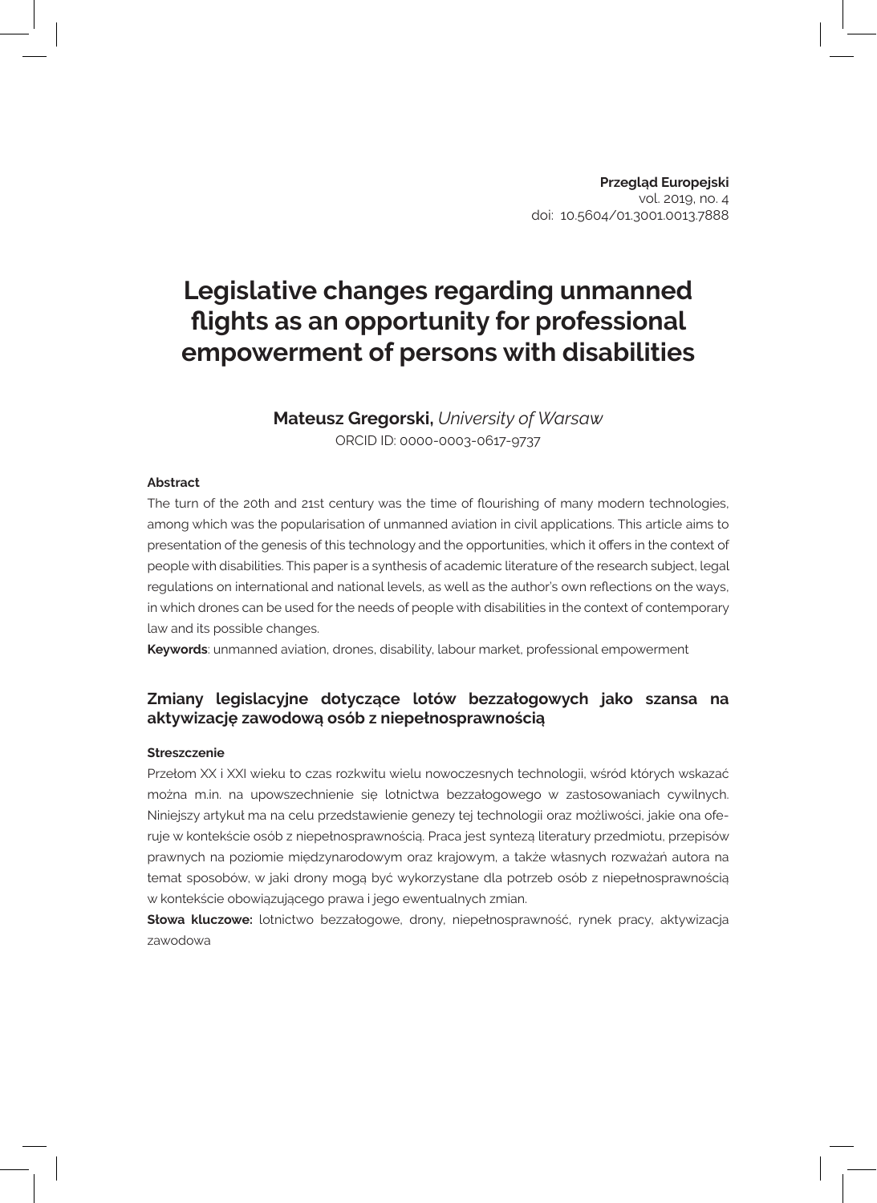**Przegląd Europejski**
vol. 2019, no. 4
doi: 10.5604/01.3001.0013.7888

# Legislative changes regarding unmanned flights as an opportunity for professional empowerment of persons with disabilities

**Mateusz Gregorski,** *University of Warsaw*
ORCID ID: 0000-0003-0617-9737

**Abstract**

The turn of the 20th and 21st century was the time of flourishing of many modern technologies, among which was the popularisation of unmanned aviation in civil applications. This article aims to presentation of the genesis of this technology and the opportunities, which it offers in the context of people with disabilities. This paper is a synthesis of academic literature of the research subject, legal regulations on international and national levels, as well as the author's own reflections on the ways, in which drones can be used for the needs of people with disabilities in the context of contemporary law and its possible changes.

**Keywords**: unmanned aviation, drones, disability, labour market, professional empowerment

## Zmiany legislacyjne dotyczące lotów bezzałogowych jako szansa na aktywizację zawodową osób z niepełnosprawnością

**Streszczenie**

Przełom XX i XXI wieku to czas rozkwitu wielu nowoczesnych technologii, wśród których wskazać można m.in. na upowszechnienie się lotnictwa bezzałogowego w zastosowaniach cywilnych. Niniejszy artykuł ma na celu przedstawienie genezy tej technologii oraz możliwości, jakie ona oferuje w kontekście osób z niepełnosprawnością. Praca jest syntezą literatury przedmiotu, przepisów prawnych na poziomie międzynarodowym oraz krajowym, a także własnych rozważań autora na temat sposobów, w jaki drony mogą być wykorzystane dla potrzeb osób z niepełnosprawnością w kontekście obowiązującego prawa i jego ewentualnych zmian.

**Słowa kluczowe:** lotnictwo bezzałogowe, drony, niepełnosprawność, rynek pracy, aktywizacja zawodowa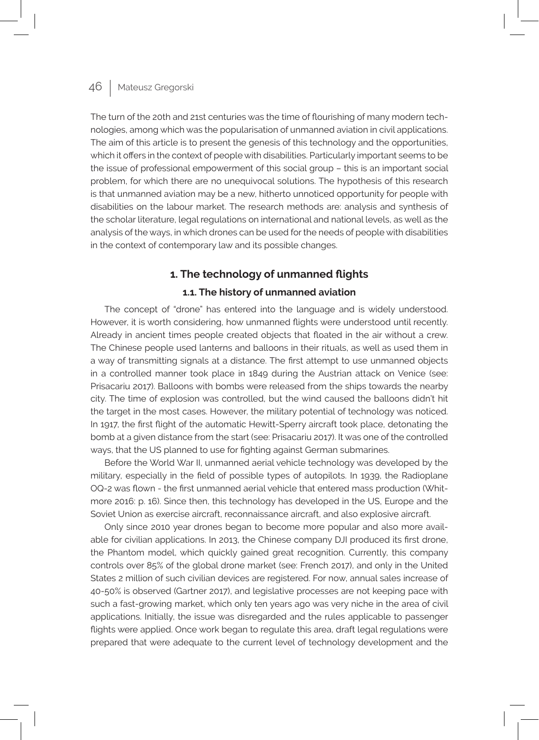The turn of the 20th and 21st centuries was the time of flourishing of many modern technologies, among which was the popularisation of unmanned aviation in civil applications. The aim of this article is to present the genesis of this technology and the opportunities, which it offers in the context of people with disabilities. Particularly important seems to be the issue of professional empowerment of this social group – this is an important social problem, for which there are no unequivocal solutions. The hypothesis of this research is that unmanned aviation may be a new, hitherto unnoticed opportunity for people with disabilities on the labour market. The research methods are: analysis and synthesis of the scholar literature, legal regulations on international and national levels, as well as the analysis of the ways, in which drones can be used for the needs of people with disabilities in the context of contemporary law and its possible changes.

## 1. The technology of unmanned flights

### 1.1. The history of unmanned aviation

The concept of "drone" has entered into the language and is widely understood. However, it is worth considering, how unmanned flights were understood until recently. Already in ancient times people created objects that floated in the air without a crew. The Chinese people used lanterns and balloons in their rituals, as well as used them in a way of transmitting signals at a distance. The first attempt to use unmanned objects in a controlled manner took place in 1849 during the Austrian attack on Venice (see: Prisacariu 2017). Balloons with bombs were released from the ships towards the nearby city. The time of explosion was controlled, but the wind caused the balloons didn't hit the target in the most cases. However, the military potential of technology was noticed. In 1917, the first flight of the automatic Hewitt-Sperry aircraft took place, detonating the bomb at a given distance from the start (see: Prisacariu 2017). It was one of the controlled ways, that the US planned to use for fighting against German submarines.

Before the World War II, unmanned aerial vehicle technology was developed by the military, especially in the field of possible types of autopilots. In 1939, the Radioplane OQ-2 was flown - the first unmanned aerial vehicle that entered mass production (Whitmore 2016: p. 16). Since then, this technology has developed in the US, Europe and the Soviet Union as exercise aircraft, reconnaissance aircraft, and also explosive aircraft.

Only since 2010 year drones began to become more popular and also more available for civilian applications. In 2013, the Chinese company DJI produced its first drone, the Phantom model, which quickly gained great recognition. Currently, this company controls over 85% of the global drone market (see: French 2017), and only in the United States 2 million of such civilian devices are registered. For now, annual sales increase of 40-50% is observed (Gartner 2017), and legislative processes are not keeping pace with such a fast-growing market, which only ten years ago was very niche in the area of civil applications. Initially, the issue was disregarded and the rules applicable to passenger flights were applied. Once work began to regulate this area, draft legal regulations were prepared that were adequate to the current level of technology development and the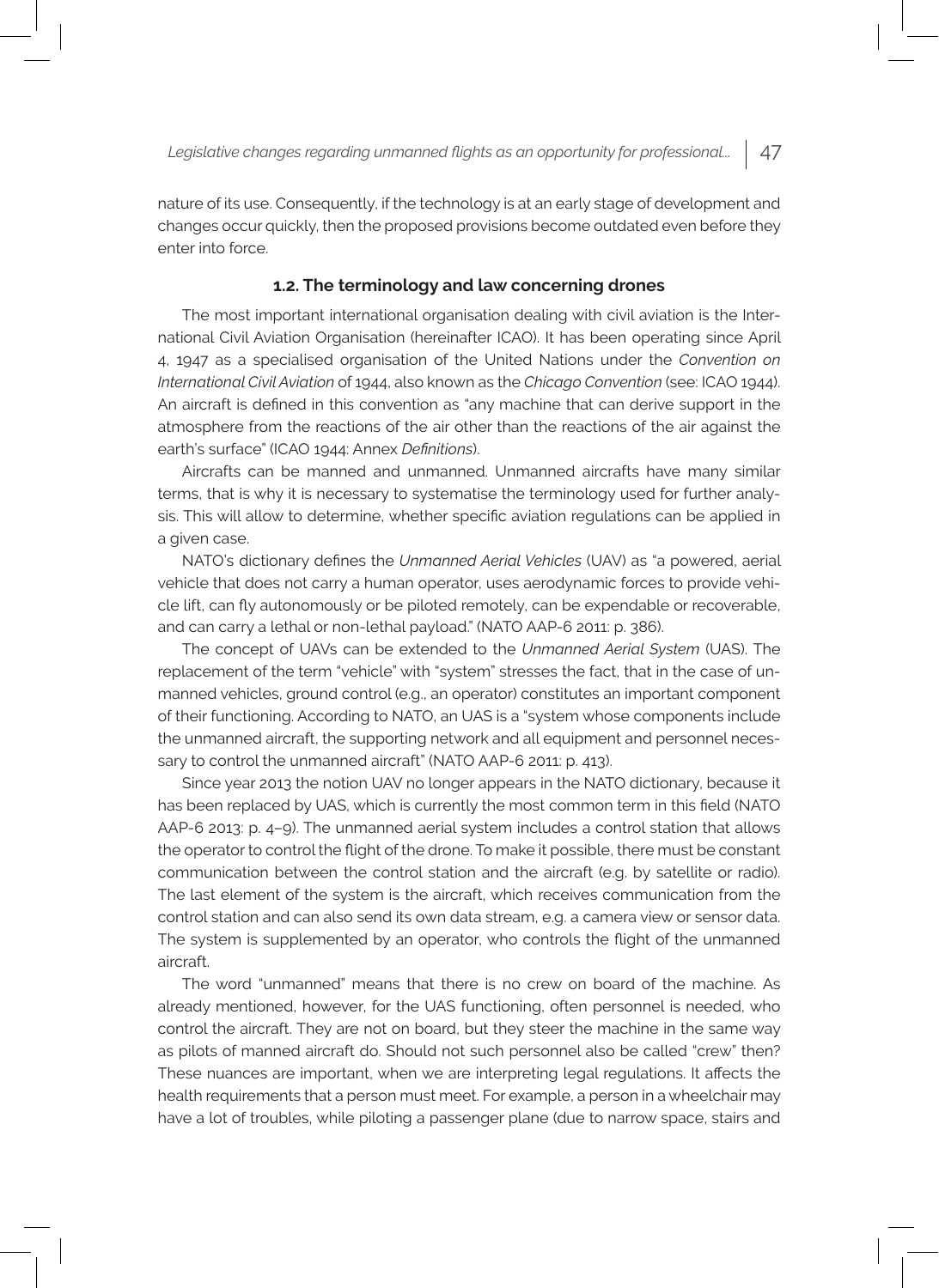nature of its use. Consequently, if the technology is at an early stage of development and changes occur quickly, then the proposed provisions become outdated even before they enter into force.

### 1.2. The terminology and law concerning drones

The most important international organisation dealing with civil aviation is the International Civil Aviation Organisation (hereinafter ICAO). It has been operating since April 4, 1947 as a specialised organisation of the United Nations under the *Convention on International Civil Aviation* of 1944, also known as the *Chicago Convention* (see: ICAO 1944). An aircraft is defined in this convention as "any machine that can derive support in the atmosphere from the reactions of the air other than the reactions of the air against the earth's surface" (ICAO 1944: Annex *Definitions*).

Aircrafts can be manned and unmanned. Unmanned aircrafts have many similar terms, that is why it is necessary to systematise the terminology used for further analysis. This will allow to determine, whether specific aviation regulations can be applied in a given case.

NATO's dictionary defines the *Unmanned Aerial Vehicles* (UAV) as "a powered, aerial vehicle that does not carry a human operator, uses aerodynamic forces to provide vehicle lift, can fly autonomously or be piloted remotely, can be expendable or recoverable, and can carry a lethal or non-lethal payload." (NATO AAP-6 2011: p. 386).

The concept of UAVs can be extended to the *Unmanned Aerial System* (UAS). The replacement of the term "vehicle" with "system" stresses the fact, that in the case of unmanned vehicles, ground control (e.g., an operator) constitutes an important component of their functioning. According to NATO, an UAS is a "system whose components include the unmanned aircraft, the supporting network and all equipment and personnel necessary to control the unmanned aircraft" (NATO AAP-6 2011: p. 413).

Since year 2013 the notion UAV no longer appears in the NATO dictionary, because it has been replaced by UAS, which is currently the most common term in this field (NATO AAP-6 2013: p. 4–9). The unmanned aerial system includes a control station that allows the operator to control the flight of the drone. To make it possible, there must be constant communication between the control station and the aircraft (e.g. by satellite or radio). The last element of the system is the aircraft, which receives communication from the control station and can also send its own data stream, e.g. a camera view or sensor data. The system is supplemented by an operator, who controls the flight of the unmanned aircraft.

The word "unmanned" means that there is no crew on board of the machine. As already mentioned, however, for the UAS functioning, often personnel is needed, who control the aircraft. They are not on board, but they steer the machine in the same way as pilots of manned aircraft do. Should not such personnel also be called "crew" then? These nuances are important, when we are interpreting legal regulations. It affects the health requirements that a person must meet. For example, a person in a wheelchair may have a lot of troubles, while piloting a passenger plane (due to narrow space, stairs and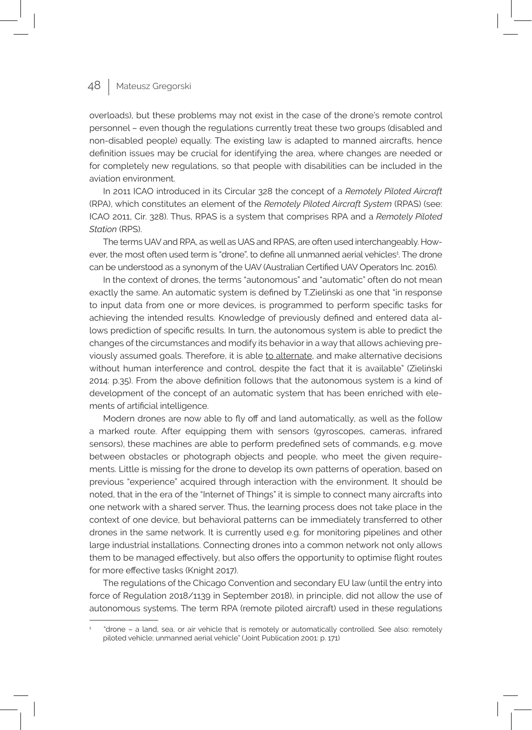overloads), but these problems may not exist in the case of the drone's remote control personnel – even though the regulations currently treat these two groups (disabled and non-disabled people) equally. The existing law is adapted to manned aircrafts, hence definition issues may be crucial for identifying the area, where changes are needed or for completely new regulations, so that people with disabilities can be included in the aviation environment.

In 2011 ICAO introduced in its Circular 328 the concept of a *Remotely Piloted Aircraft* (RPA), which constitutes an element of the *Remotely Piloted Aircraft System* (RPAS) (see: ICAO 2011, Cir. 328). Thus, RPAS is a system that comprises RPA and a *Remotely Piloted Station* (RPS).

The terms UAV and RPA, as well as UAS and RPAS, are often used interchangeably. However, the most often used term is "drone", to define all unmanned aerial vehicles[1]. The drone can be understood as a synonym of the UAV (Australian Certified UAV Operators Inc. 2016).

In the context of drones, the terms "autonomous" and "automatic" often do not mean exactly the same. An automatic system is defined by T.Zieliński as one that "in response to input data from one or more devices, is programmed to perform specific tasks for achieving the intended results. Knowledge of previously defined and entered data allows prediction of specific results. In turn, the autonomous system is able to predict the changes of the circumstances and modify its behavior in a way that allows achieving previously assumed goals. Therefore, it is able to alternate, and make alternative decisions without human interference and control, despite the fact that it is available" (Zieliński 2014: p.35). From the above definition follows that the autonomous system is a kind of development of the concept of an automatic system that has been enriched with elements of artificial intelligence.

Modern drones are now able to fly off and land automatically, as well as the follow a marked route. After equipping them with sensors (gyroscopes, cameras, infrared sensors), these machines are able to perform predefined sets of commands, e.g. move between obstacles or photograph objects and people, who meet the given requirements. Little is missing for the drone to develop its own patterns of operation, based on previous "experience" acquired through interaction with the environment. It should be noted, that in the era of the "Internet of Things" it is simple to connect many aircrafts into one network with a shared server. Thus, the learning process does not take place in the context of one device, but behavioral patterns can be immediately transferred to other drones in the same network. It is currently used e.g. for monitoring pipelines and other large industrial installations. Connecting drones into a common network not only allows them to be managed effectively, but also offers the opportunity to optimise flight routes for more effective tasks (Knight 2017).

The regulations of the Chicago Convention and secondary EU law (until the entry into force of Regulation 2018/1139 in September 2018), in principle, did not allow the use of autonomous systems. The term RPA (remote piloted aircraft) used in these regulations

---

[1] "drone – a land, sea, or air vehicle that is remotely or automatically controlled. See also: remotely piloted vehicle; unmanned aerial vehicle" (Joint Publication 2001: p. 171)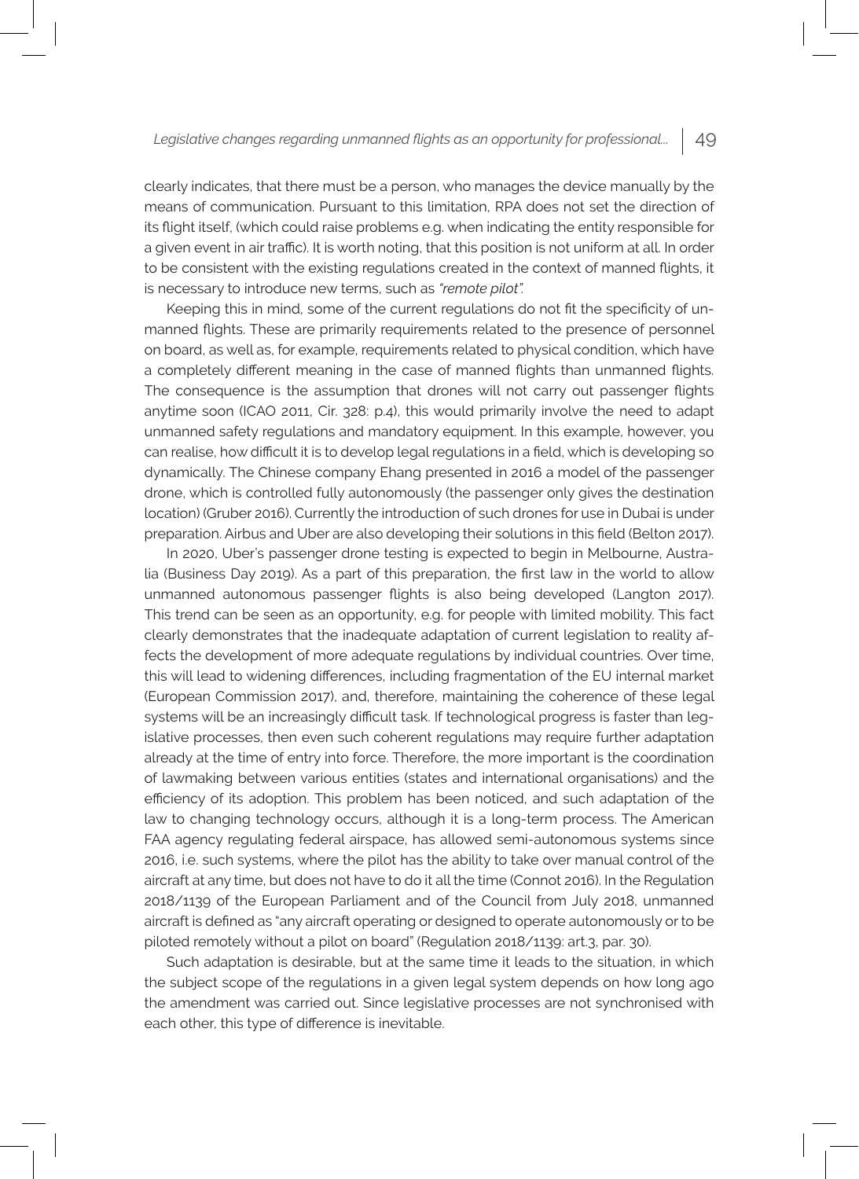clearly indicates, that there must be a person, who manages the device manually by the means of communication. Pursuant to this limitation, RPA does not set the direction of its flight itself, (which could raise problems e.g. when indicating the entity responsible for a given event in air traffic). It is worth noting, that this position is not uniform at all. In order to be consistent with the existing regulations created in the context of manned flights, it is necessary to introduce new terms, such as *"remote pilot".*

Keeping this in mind, some of the current regulations do not fit the specificity of unmanned flights. These are primarily requirements related to the presence of personnel on board, as well as, for example, requirements related to physical condition, which have a completely different meaning in the case of manned flights than unmanned flights. The consequence is the assumption that drones will not carry out passenger flights anytime soon (ICAO 2011, Cir. 328: p.4), this would primarily involve the need to adapt unmanned safety regulations and mandatory equipment. In this example, however, you can realise, how difficult it is to develop legal regulations in a field, which is developing so dynamically. The Chinese company Ehang presented in 2016 a model of the passenger drone, which is controlled fully autonomously (the passenger only gives the destination location) (Gruber 2016). Currently the introduction of such drones for use in Dubai is under preparation. Airbus and Uber are also developing their solutions in this field (Belton 2017).

In 2020, Uber's passenger drone testing is expected to begin in Melbourne, Australia (Business Day 2019). As a part of this preparation, the first law in the world to allow unmanned autonomous passenger flights is also being developed (Langton 2017). This trend can be seen as an opportunity, e.g. for people with limited mobility. This fact clearly demonstrates that the inadequate adaptation of current legislation to reality affects the development of more adequate regulations by individual countries. Over time, this will lead to widening differences, including fragmentation of the EU internal market (European Commission 2017), and, therefore, maintaining the coherence of these legal systems will be an increasingly difficult task. If technological progress is faster than legislative processes, then even such coherent regulations may require further adaptation already at the time of entry into force. Therefore, the more important is the coordination of lawmaking between various entities (states and international organisations) and the efficiency of its adoption. This problem has been noticed, and such adaptation of the law to changing technology occurs, although it is a long-term process. The American FAA agency regulating federal airspace, has allowed semi-autonomous systems since 2016, i.e. such systems, where the pilot has the ability to take over manual control of the aircraft at any time, but does not have to do it all the time (Connot 2016). In the Regulation 2018/1139 of the European Parliament and of the Council from July 2018, unmanned aircraft is defined as "any aircraft operating or designed to operate autonomously or to be piloted remotely without a pilot on board" (Regulation 2018/1139: art.3, par. 30).

Such adaptation is desirable, but at the same time it leads to the situation, in which the subject scope of the regulations in a given legal system depends on how long ago the amendment was carried out. Since legislative processes are not synchronised with each other, this type of difference is inevitable.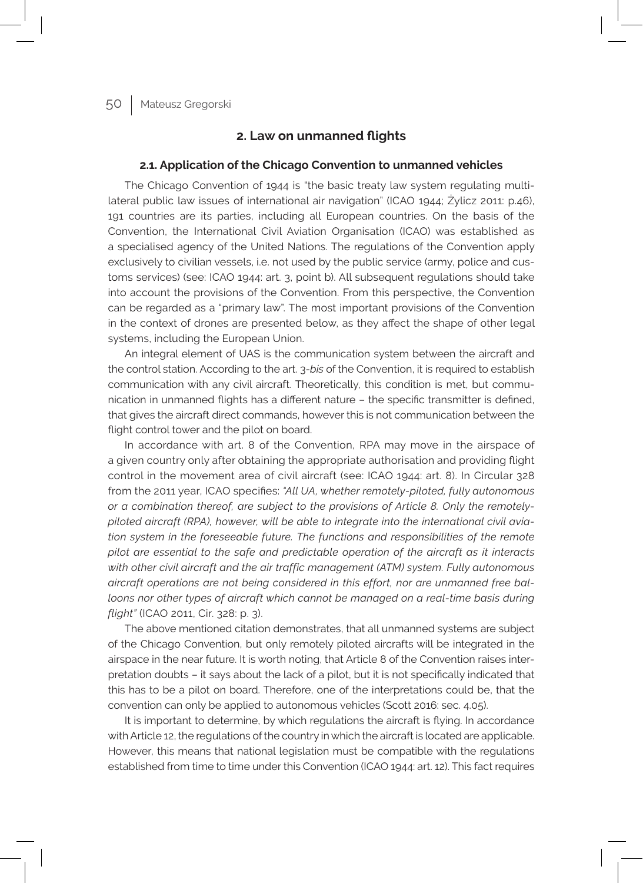## 2. Law on unmanned flights

### 2.1. Application of the Chicago Convention to unmanned vehicles

The Chicago Convention of 1944 is "the basic treaty law system regulating multilateral public law issues of international air navigation" (ICAO 1944; Żylicz 2011: p.46), 191 countries are its parties, including all European countries. On the basis of the Convention, the International Civil Aviation Organisation (ICAO) was established as a specialised agency of the United Nations. The regulations of the Convention apply exclusively to civilian vessels, i.e. not used by the public service (army, police and customs services) (see: ICAO 1944: art. 3, point b). All subsequent regulations should take into account the provisions of the Convention. From this perspective, the Convention can be regarded as a "primary law". The most important provisions of the Convention in the context of drones are presented below, as they affect the shape of other legal systems, including the European Union.

An integral element of UAS is the communication system between the aircraft and the control station. According to the art. 3-*bis* of the Convention, it is required to establish communication with any civil aircraft. Theoretically, this condition is met, but communication in unmanned flights has a different nature – the specific transmitter is defined, that gives the aircraft direct commands, however this is not communication between the flight control tower and the pilot on board.

In accordance with art. 8 of the Convention, RPA may move in the airspace of a given country only after obtaining the appropriate authorisation and providing flight control in the movement area of civil aircraft (see: ICAO 1944: art. 8). In Circular 328 from the 2011 year, ICAO specifies: *"All UA, whether remotely-piloted, fully autonomous or a combination thereof, are subject to the provisions of Article 8. Only the remotely-piloted aircraft (RPA), however, will be able to integrate into the international civil aviation system in the foreseeable future. The functions and responsibilities of the remote pilot are essential to the safe and predictable operation of the aircraft as it interacts with other civil aircraft and the air traffic management (ATM) system. Fully autonomous aircraft operations are not being considered in this effort, nor are unmanned free balloons nor other types of aircraft which cannot be managed on a real-time basis during flight"* (ICAO 2011, Cir. 328: p. 3).

The above mentioned citation demonstrates, that all unmanned systems are subject of the Chicago Convention, but only remotely piloted aircrafts will be integrated in the airspace in the near future. It is worth noting, that Article 8 of the Convention raises interpretation doubts – it says about the lack of a pilot, but it is not specifically indicated that this has to be a pilot on board. Therefore, one of the interpretations could be, that the convention can only be applied to autonomous vehicles (Scott 2016: sec. 4.05).

It is important to determine, by which regulations the aircraft is flying. In accordance with Article 12, the regulations of the country in which the aircraft is located are applicable. However, this means that national legislation must be compatible with the regulations established from time to time under this Convention (ICAO 1944: art. 12). This fact requires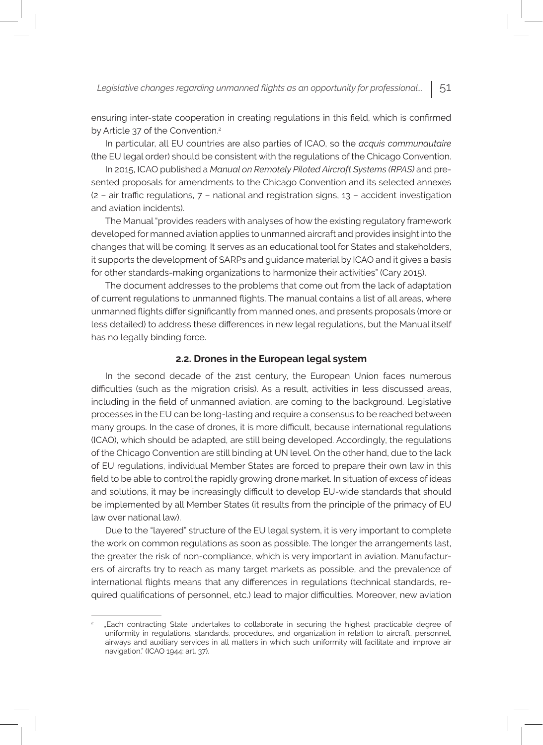ensuring inter-state cooperation in creating regulations in this field, which is confirmed by Article 37 of the Convention.[2]

In particular, all EU countries are also parties of ICAO, so the *acquis communautaire* (the EU legal order) should be consistent with the regulations of the Chicago Convention.

In 2015, ICAO published a *Manual on Remotely Piloted Aircraft Systems (RPAS)* and presented proposals for amendments to the Chicago Convention and its selected annexes (2 – air traffic regulations, 7 – national and registration signs, 13 – accident investigation and aviation incidents).

The Manual "provides readers with analyses of how the existing regulatory framework developed for manned aviation applies to unmanned aircraft and provides insight into the changes that will be coming. It serves as an educational tool for States and stakeholders, it supports the development of SARPs and guidance material by ICAO and it gives a basis for other standards-making organizations to harmonize their activities" (Cary 2015).

The document addresses to the problems that come out from the lack of adaptation of current regulations to unmanned flights. The manual contains a list of all areas, where unmanned flights differ significantly from manned ones, and presents proposals (more or less detailed) to address these differences in new legal regulations, but the Manual itself has no legally binding force.

### 2.2. Drones in the European legal system

In the second decade of the 21st century, the European Union faces numerous difficulties (such as the migration crisis). As a result, activities in less discussed areas, including in the field of unmanned aviation, are coming to the background. Legislative processes in the EU can be long-lasting and require a consensus to be reached between many groups. In the case of drones, it is more difficult, because international regulations (ICAO), which should be adapted, are still being developed. Accordingly, the regulations of the Chicago Convention are still binding at UN level. On the other hand, due to the lack of EU regulations, individual Member States are forced to prepare their own law in this field to be able to control the rapidly growing drone market. In situation of excess of ideas and solutions, it may be increasingly difficult to develop EU-wide standards that should be implemented by all Member States (it results from the principle of the primacy of EU law over national law).

Due to the "layered" structure of the EU legal system, it is very important to complete the work on common regulations as soon as possible. The longer the arrangements last, the greater the risk of non-compliance, which is very important in aviation. Manufacturers of aircrafts try to reach as many target markets as possible, and the prevalence of international flights means that any differences in regulations (technical standards, required qualifications of personnel, etc.) lead to major difficulties. Moreover, new aviation

---

[2] „Each contracting State undertakes to collaborate in securing the highest practicable degree of uniformity in regulations, standards, procedures, and organization in relation to aircraft, personnel, airways and auxiliary services in all matters in which such uniformity will facilitate and improve air navigation." (ICAO 1944: art. 37).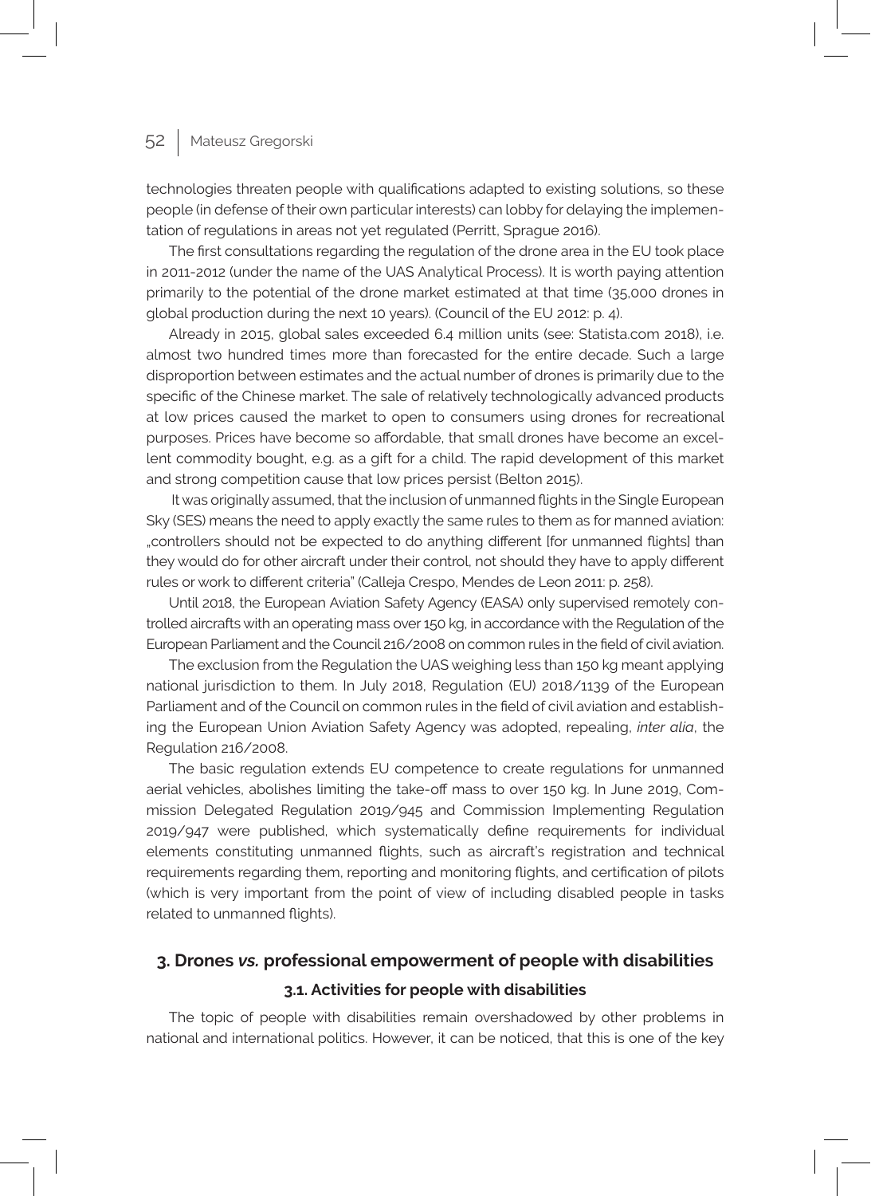technologies threaten people with qualifications adapted to existing solutions, so these people (in defense of their own particular interests) can lobby for delaying the implementation of regulations in areas not yet regulated (Perritt, Sprague 2016).

The first consultations regarding the regulation of the drone area in the EU took place in 2011-2012 (under the name of the UAS Analytical Process). It is worth paying attention primarily to the potential of the drone market estimated at that time (35,000 drones in global production during the next 10 years). (Council of the EU 2012: p. 4).

Already in 2015, global sales exceeded 6.4 million units (see: Statista.com 2018), i.e. almost two hundred times more than forecasted for the entire decade. Such a large disproportion between estimates and the actual number of drones is primarily due to the specific of the Chinese market. The sale of relatively technologically advanced products at low prices caused the market to open to consumers using drones for recreational purposes. Prices have become so affordable, that small drones have become an excellent commodity bought, e.g. as a gift for a child. The rapid development of this market and strong competition cause that low prices persist (Belton 2015).

It was originally assumed, that the inclusion of unmanned flights in the Single European Sky (SES) means the need to apply exactly the same rules to them as for manned aviation: „controllers should not be expected to do anything different [for unmanned flights] than they would do for other aircraft under their control, not should they have to apply different rules or work to different criteria" (Calleja Crespo, Mendes de Leon 2011: p. 258).

Until 2018, the European Aviation Safety Agency (EASA) only supervised remotely controlled aircrafts with an operating mass over 150 kg, in accordance with the Regulation of the European Parliament and the Council 216/2008 on common rules in the field of civil aviation.

The exclusion from the Regulation the UAS weighing less than 150 kg meant applying national jurisdiction to them. In July 2018, Regulation (EU) 2018/1139 of the European Parliament and of the Council on common rules in the field of civil aviation and establishing the European Union Aviation Safety Agency was adopted, repealing, *inter alia*, the Regulation 216/2008.

The basic regulation extends EU competence to create regulations for unmanned aerial vehicles, abolishes limiting the take-off mass to over 150 kg. In June 2019, Commission Delegated Regulation 2019/945 and Commission Implementing Regulation 2019/947 were published, which systematically define requirements for individual elements constituting unmanned flights, such as aircraft's registration and technical requirements regarding them, reporting and monitoring flights, and certification of pilots (which is very important from the point of view of including disabled people in tasks related to unmanned flights).

## 3. Drones *vs.* professional empowerment of people with disabilities

### 3.1. Activities for people with disabilities

The topic of people with disabilities remain overshadowed by other problems in national and international politics. However, it can be noticed, that this is one of the key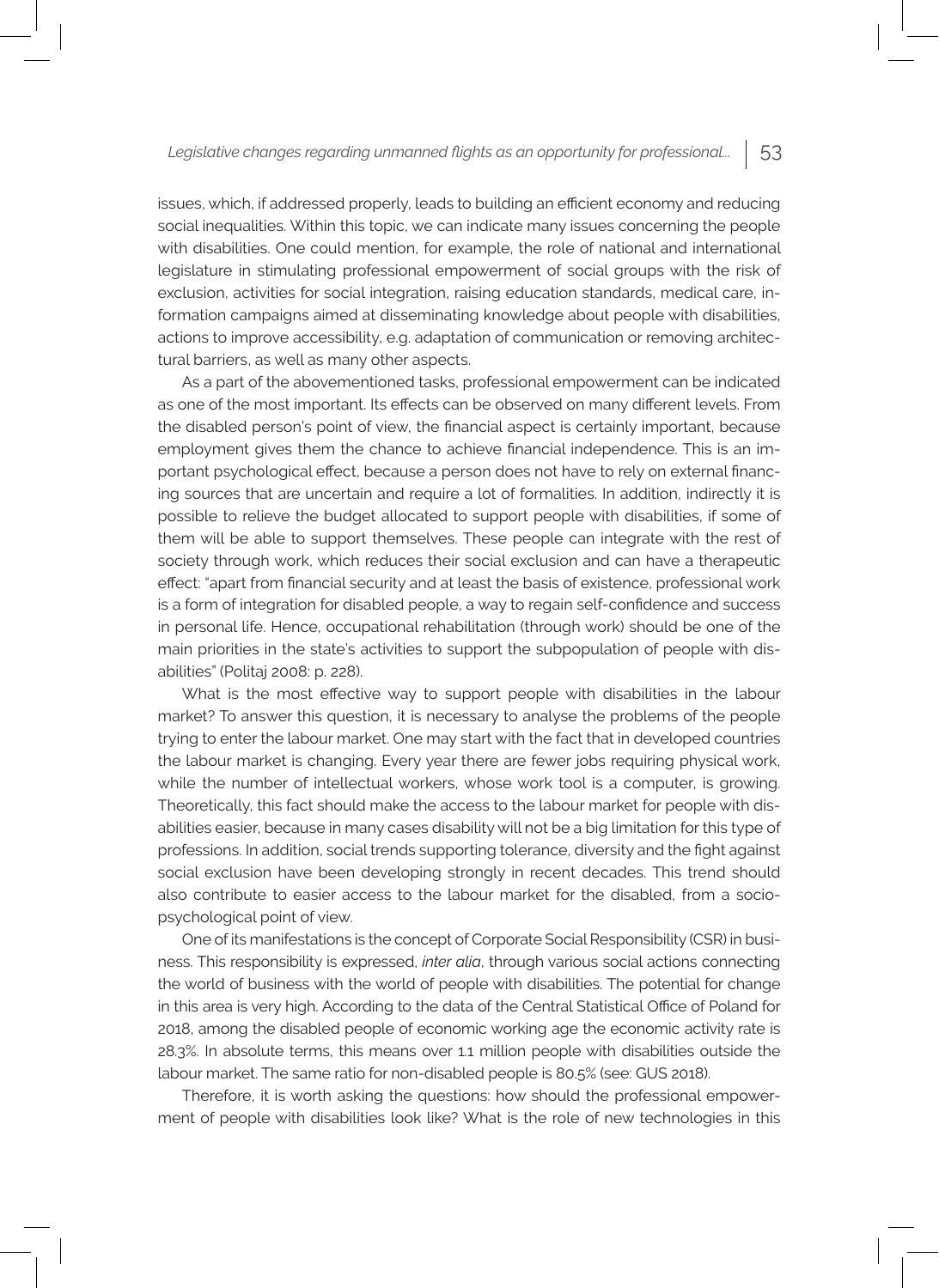issues, which, if addressed properly, leads to building an efficient economy and reducing social inequalities. Within this topic, we can indicate many issues concerning the people with disabilities. One could mention, for example, the role of national and international legislature in stimulating professional empowerment of social groups with the risk of exclusion, activities for social integration, raising education standards, medical care, information campaigns aimed at disseminating knowledge about people with disabilities, actions to improve accessibility, e.g. adaptation of communication or removing architectural barriers, as well as many other aspects.

As a part of the abovementioned tasks, professional empowerment can be indicated as one of the most important. Its effects can be observed on many different levels. From the disabled person's point of view, the financial aspect is certainly important, because employment gives them the chance to achieve financial independence. This is an important psychological effect, because a person does not have to rely on external financing sources that are uncertain and require a lot of formalities. In addition, indirectly it is possible to relieve the budget allocated to support people with disabilities, if some of them will be able to support themselves. These people can integrate with the rest of society through work, which reduces their social exclusion and can have a therapeutic effect: "apart from financial security and at least the basis of existence, professional work is a form of integration for disabled people, a way to regain self-confidence and success in personal life. Hence, occupational rehabilitation (through work) should be one of the main priorities in the state's activities to support the subpopulation of people with disabilities" (Politaj 2008: p. 228).

What is the most effective way to support people with disabilities in the labour market? To answer this question, it is necessary to analyse the problems of the people trying to enter the labour market. One may start with the fact that in developed countries the labour market is changing. Every year there are fewer jobs requiring physical work, while the number of intellectual workers, whose work tool is a computer, is growing. Theoretically, this fact should make the access to the labour market for people with disabilities easier, because in many cases disability will not be a big limitation for this type of professions. In addition, social trends supporting tolerance, diversity and the fight against social exclusion have been developing strongly in recent decades. This trend should also contribute to easier access to the labour market for the disabled, from a socio-psychological point of view.

One of its manifestations is the concept of Corporate Social Responsibility (CSR) in business. This responsibility is expressed, *inter alia*, through various social actions connecting the world of business with the world of people with disabilities. The potential for change in this area is very high. According to the data of the Central Statistical Office of Poland for 2018, among the disabled people of economic working age the economic activity rate is 28.3%. In absolute terms, this means over 1.1 million people with disabilities outside the labour market. The same ratio for non-disabled people is 80.5% (see: GUS 2018).

Therefore, it is worth asking the questions: how should the professional empowerment of people with disabilities look like? What is the role of new technologies in this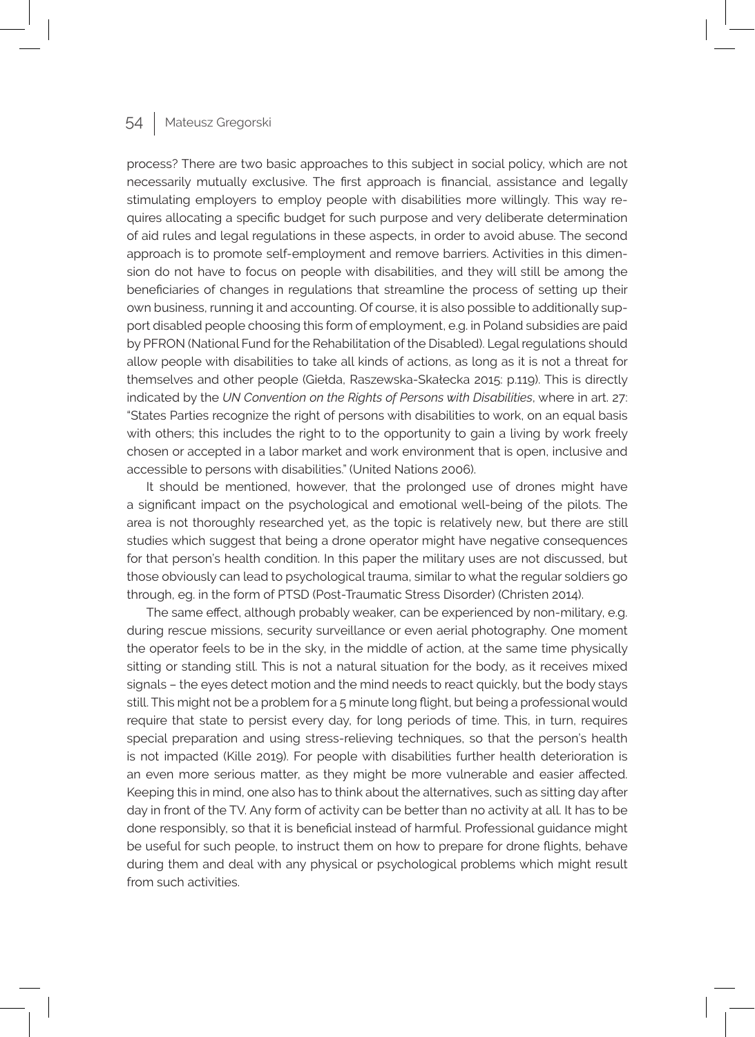process? There are two basic approaches to this subject in social policy, which are not necessarily mutually exclusive. The first approach is financial, assistance and legally stimulating employers to employ people with disabilities more willingly. This way requires allocating a specific budget for such purpose and very deliberate determination of aid rules and legal regulations in these aspects, in order to avoid abuse. The second approach is to promote self-employment and remove barriers. Activities in this dimension do not have to focus on people with disabilities, and they will still be among the beneficiaries of changes in regulations that streamline the process of setting up their own business, running it and accounting. Of course, it is also possible to additionally support disabled people choosing this form of employment, e.g. in Poland subsidies are paid by PFRON (National Fund for the Rehabilitation of the Disabled). Legal regulations should allow people with disabilities to take all kinds of actions, as long as it is not a threat for themselves and other people (Giełda, Raszewska-Skałecka 2015: p.119). This is directly indicated by the *UN Convention on the Rights of Persons with Disabilities*, where in art. 27: "States Parties recognize the right of persons with disabilities to work, on an equal basis with others; this includes the right to to the opportunity to gain a living by work freely chosen or accepted in a labor market and work environment that is open, inclusive and accessible to persons with disabilities." (United Nations 2006).

It should be mentioned, however, that the prolonged use of drones might have a significant impact on the psychological and emotional well-being of the pilots. The area is not thoroughly researched yet, as the topic is relatively new, but there are still studies which suggest that being a drone operator might have negative consequences for that person's health condition. In this paper the military uses are not discussed, but those obviously can lead to psychological trauma, similar to what the regular soldiers go through, eg. in the form of PTSD (Post-Traumatic Stress Disorder) (Christen 2014).

The same effect, although probably weaker, can be experienced by non-military, e.g. during rescue missions, security surveillance or even aerial photography. One moment the operator feels to be in the sky, in the middle of action, at the same time physically sitting or standing still. This is not a natural situation for the body, as it receives mixed signals – the eyes detect motion and the mind needs to react quickly, but the body stays still. This might not be a problem for a 5 minute long flight, but being a professional would require that state to persist every day, for long periods of time. This, in turn, requires special preparation and using stress-relieving techniques, so that the person's health is not impacted (Kille 2019). For people with disabilities further health deterioration is an even more serious matter, as they might be more vulnerable and easier affected. Keeping this in mind, one also has to think about the alternatives, such as sitting day after day in front of the TV. Any form of activity can be better than no activity at all. It has to be done responsibly, so that it is beneficial instead of harmful. Professional guidance might be useful for such people, to instruct them on how to prepare for drone flights, behave during them and deal with any physical or psychological problems which might result from such activities.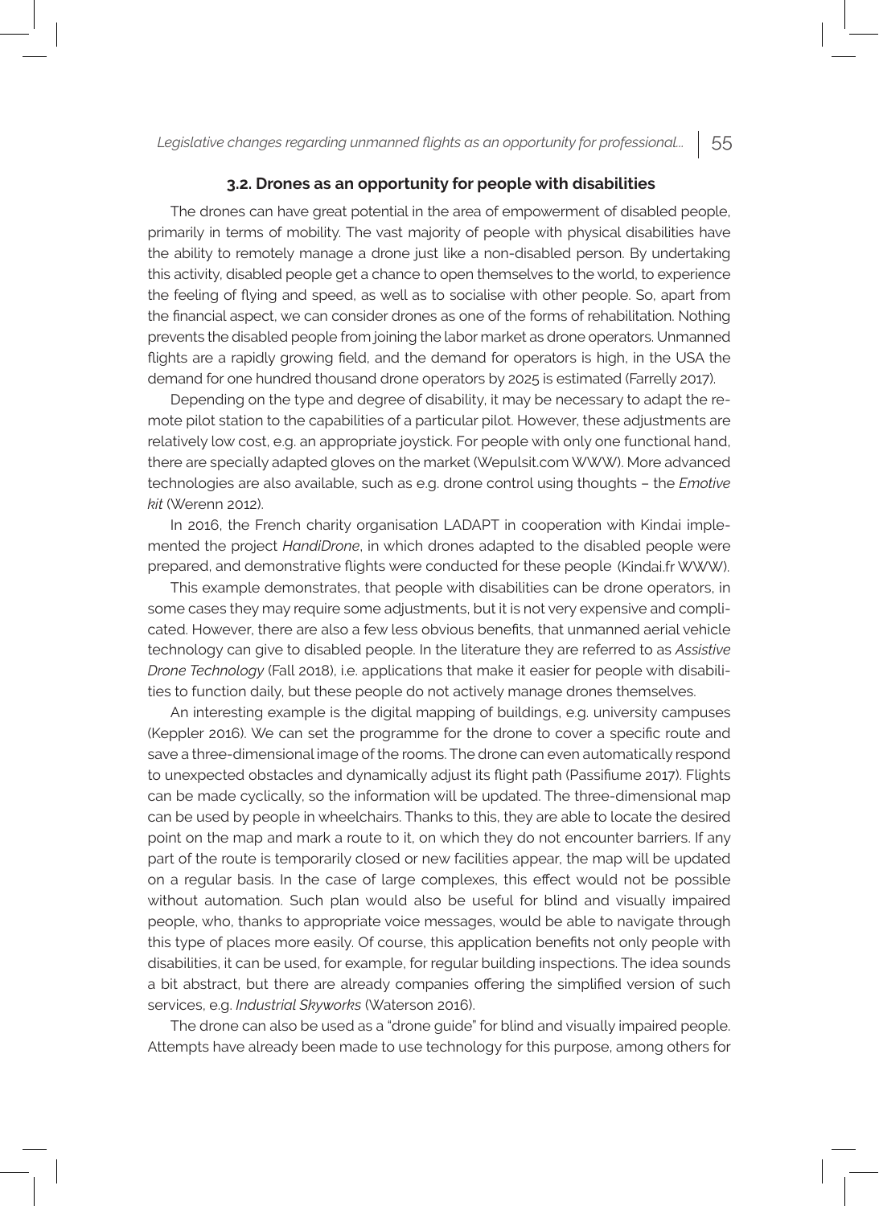### 3.2. Drones as an opportunity for people with disabilities

The drones can have great potential in the area of empowerment of disabled people, primarily in terms of mobility. The vast majority of people with physical disabilities have the ability to remotely manage a drone just like a non-disabled person. By undertaking this activity, disabled people get a chance to open themselves to the world, to experience the feeling of flying and speed, as well as to socialise with other people. So, apart from the financial aspect, we can consider drones as one of the forms of rehabilitation. Nothing prevents the disabled people from joining the labor market as drone operators. Unmanned flights are a rapidly growing field, and the demand for operators is high, in the USA the demand for one hundred thousand drone operators by 2025 is estimated (Farrelly 2017).

Depending on the type and degree of disability, it may be necessary to adapt the remote pilot station to the capabilities of a particular pilot. However, these adjustments are relatively low cost, e.g. an appropriate joystick. For people with only one functional hand, there are specially adapted gloves on the market (Wepulsit.com WWW). More advanced technologies are also available, such as e.g. drone control using thoughts – the *Emotive kit* (Werenn 2012).

In 2016, the French charity organisation LADAPT in cooperation with Kindai implemented the project *HandiDrone*, in which drones adapted to the disabled people were prepared, and demonstrative flights were conducted for these people (Kindai.fr WWW).

This example demonstrates, that people with disabilities can be drone operators, in some cases they may require some adjustments, but it is not very expensive and complicated. However, there are also a few less obvious benefits, that unmanned aerial vehicle technology can give to disabled people. In the literature they are referred to as *Assistive Drone Technology* (Fall 2018), i.e. applications that make it easier for people with disabilities to function daily, but these people do not actively manage drones themselves.

An interesting example is the digital mapping of buildings, e.g. university campuses (Keppler 2016). We can set the programme for the drone to cover a specific route and save a three-dimensional image of the rooms. The drone can even automatically respond to unexpected obstacles and dynamically adjust its flight path (Passifiume 2017). Flights can be made cyclically, so the information will be updated. The three-dimensional map can be used by people in wheelchairs. Thanks to this, they are able to locate the desired point on the map and mark a route to it, on which they do not encounter barriers. If any part of the route is temporarily closed or new facilities appear, the map will be updated on a regular basis. In the case of large complexes, this effect would not be possible without automation. Such plan would also be useful for blind and visually impaired people, who, thanks to appropriate voice messages, would be able to navigate through this type of places more easily. Of course, this application benefits not only people with disabilities, it can be used, for example, for regular building inspections. The idea sounds a bit abstract, but there are already companies offering the simplified version of such services, e.g. *Industrial Skyworks* (Waterson 2016).

The drone can also be used as a "drone guide" for blind and visually impaired people. Attempts have already been made to use technology for this purpose, among others for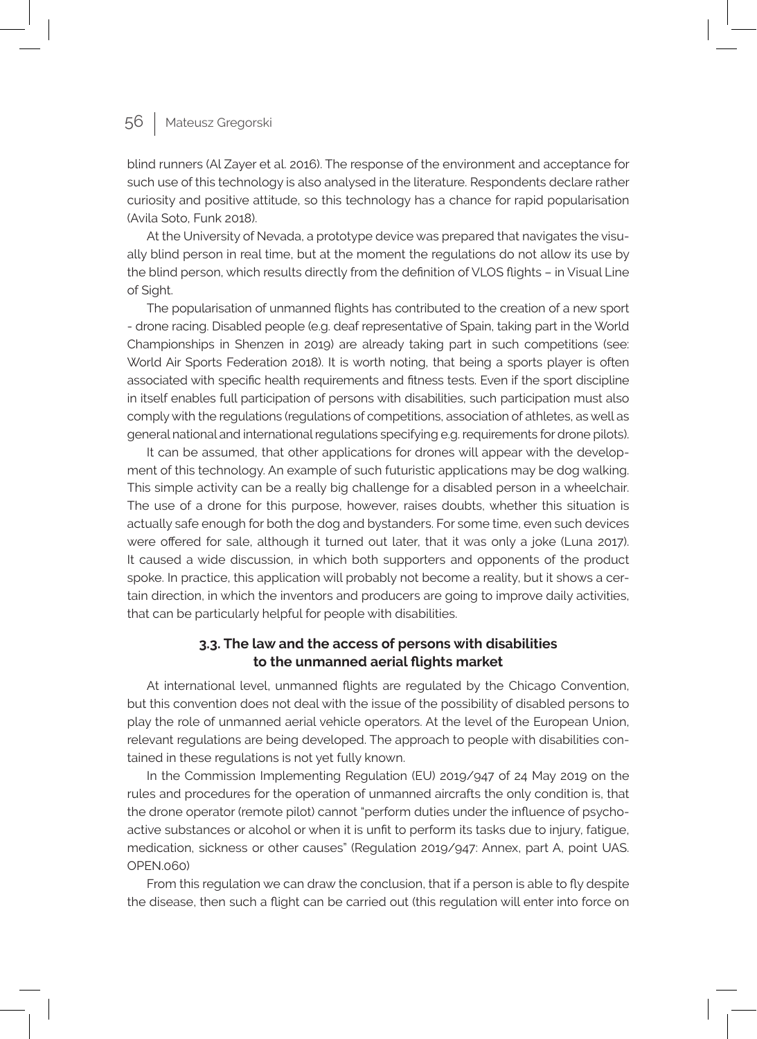blind runners (Al Zayer et al. 2016). The response of the environment and acceptance for such use of this technology is also analysed in the literature. Respondents declare rather curiosity and positive attitude, so this technology has a chance for rapid popularisation (Avila Soto, Funk 2018).

At the University of Nevada, a prototype device was prepared that navigates the visually blind person in real time, but at the moment the regulations do not allow its use by the blind person, which results directly from the definition of VLOS flights – in Visual Line of Sight.

The popularisation of unmanned flights has contributed to the creation of a new sport - drone racing. Disabled people (e.g. deaf representative of Spain, taking part in the World Championships in Shenzen in 2019) are already taking part in such competitions (see: World Air Sports Federation 2018). It is worth noting, that being a sports player is often associated with specific health requirements and fitness tests. Even if the sport discipline in itself enables full participation of persons with disabilities, such participation must also comply with the regulations (regulations of competitions, association of athletes, as well as general national and international regulations specifying e.g. requirements for drone pilots).

It can be assumed, that other applications for drones will appear with the development of this technology. An example of such futuristic applications may be dog walking. This simple activity can be a really big challenge for a disabled person in a wheelchair. The use of a drone for this purpose, however, raises doubts, whether this situation is actually safe enough for both the dog and bystanders. For some time, even such devices were offered for sale, although it turned out later, that it was only a joke (Luna 2017). It caused a wide discussion, in which both supporters and opponents of the product spoke. In practice, this application will probably not become a reality, but it shows a certain direction, in which the inventors and producers are going to improve daily activities, that can be particularly helpful for people with disabilities.

### 3.3. The law and the access of persons with disabilities to the unmanned aerial flights market

At international level, unmanned flights are regulated by the Chicago Convention, but this convention does not deal with the issue of the possibility of disabled persons to play the role of unmanned aerial vehicle operators. At the level of the European Union, relevant regulations are being developed. The approach to people with disabilities contained in these regulations is not yet fully known.

In the Commission Implementing Regulation (EU) 2019/947 of 24 May 2019 on the rules and procedures for the operation of unmanned aircrafts the only condition is, that the drone operator (remote pilot) cannot "perform duties under the influence of psychoactive substances or alcohol or when it is unfit to perform its tasks due to injury, fatigue, medication, sickness or other causes" (Regulation 2019/947: Annex, part A, point UAS. OPEN.060)

From this regulation we can draw the conclusion, that if a person is able to fly despite the disease, then such a flight can be carried out (this regulation will enter into force on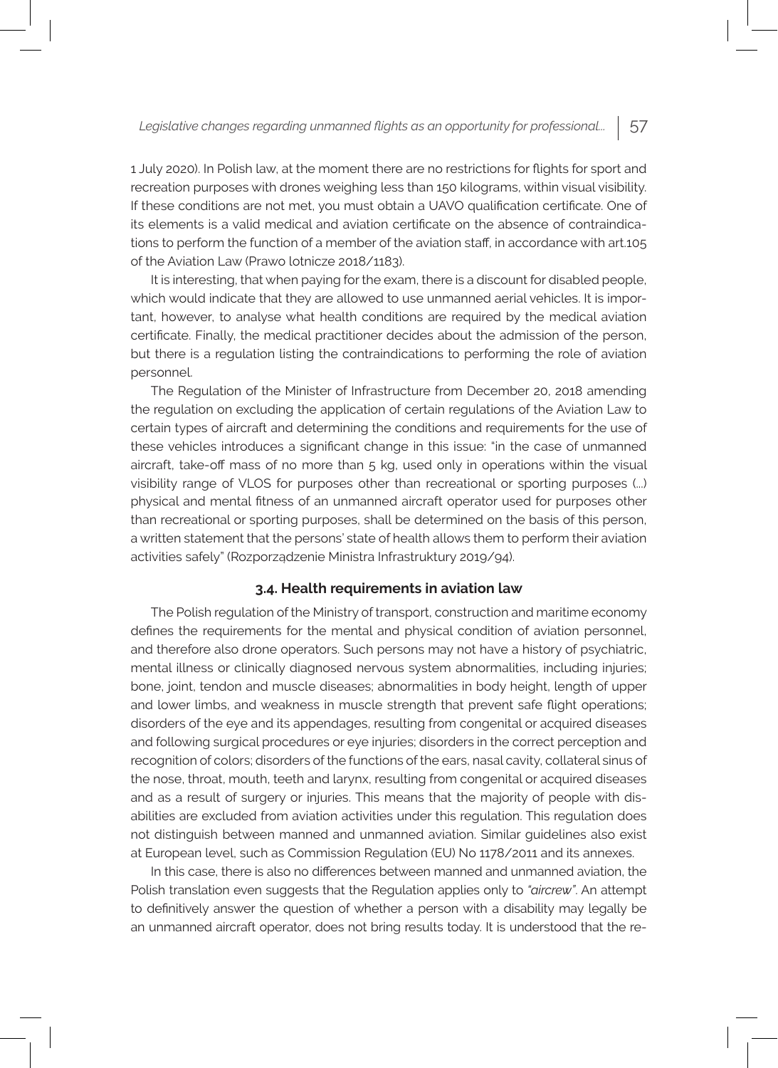1 July 2020). In Polish law, at the moment there are no restrictions for flights for sport and recreation purposes with drones weighing less than 150 kilograms, within visual visibility. If these conditions are not met, you must obtain a UAVO qualification certificate. One of its elements is a valid medical and aviation certificate on the absence of contraindications to perform the function of a member of the aviation staff, in accordance with art.105 of the Aviation Law (Prawo lotnicze 2018/1183).

It is interesting, that when paying for the exam, there is a discount for disabled people, which would indicate that they are allowed to use unmanned aerial vehicles. It is important, however, to analyse what health conditions are required by the medical aviation certificate. Finally, the medical practitioner decides about the admission of the person, but there is a regulation listing the contraindications to performing the role of aviation personnel.

The Regulation of the Minister of Infrastructure from December 20, 2018 amending the regulation on excluding the application of certain regulations of the Aviation Law to certain types of aircraft and determining the conditions and requirements for the use of these vehicles introduces a significant change in this issue: "in the case of unmanned aircraft, take-off mass of no more than 5 kg, used only in operations within the visual visibility range of VLOS for purposes other than recreational or sporting purposes (...) physical and mental fitness of an unmanned aircraft operator used for purposes other than recreational or sporting purposes, shall be determined on the basis of this person, a written statement that the persons' state of health allows them to perform their aviation activities safely" (Rozporządzenie Ministra Infrastruktury 2019/94).

### 3.4. Health requirements in aviation law

The Polish regulation of the Ministry of transport, construction and maritime economy defines the requirements for the mental and physical condition of aviation personnel, and therefore also drone operators. Such persons may not have a history of psychiatric, mental illness or clinically diagnosed nervous system abnormalities, including injuries; bone, joint, tendon and muscle diseases; abnormalities in body height, length of upper and lower limbs, and weakness in muscle strength that prevent safe flight operations; disorders of the eye and its appendages, resulting from congenital or acquired diseases and following surgical procedures or eye injuries; disorders in the correct perception and recognition of colors; disorders of the functions of the ears, nasal cavity, collateral sinus of the nose, throat, mouth, teeth and larynx, resulting from congenital or acquired diseases and as a result of surgery or injuries. This means that the majority of people with disabilities are excluded from aviation activities under this regulation. This regulation does not distinguish between manned and unmanned aviation. Similar guidelines also exist at European level, such as Commission Regulation (EU) No 1178/2011 and its annexes.

In this case, there is also no differences between manned and unmanned aviation, the Polish translation even suggests that the Regulation applies only to *"aircrew"*. An attempt to definitively answer the question of whether a person with a disability may legally be an unmanned aircraft operator, does not bring results today. It is understood that the re-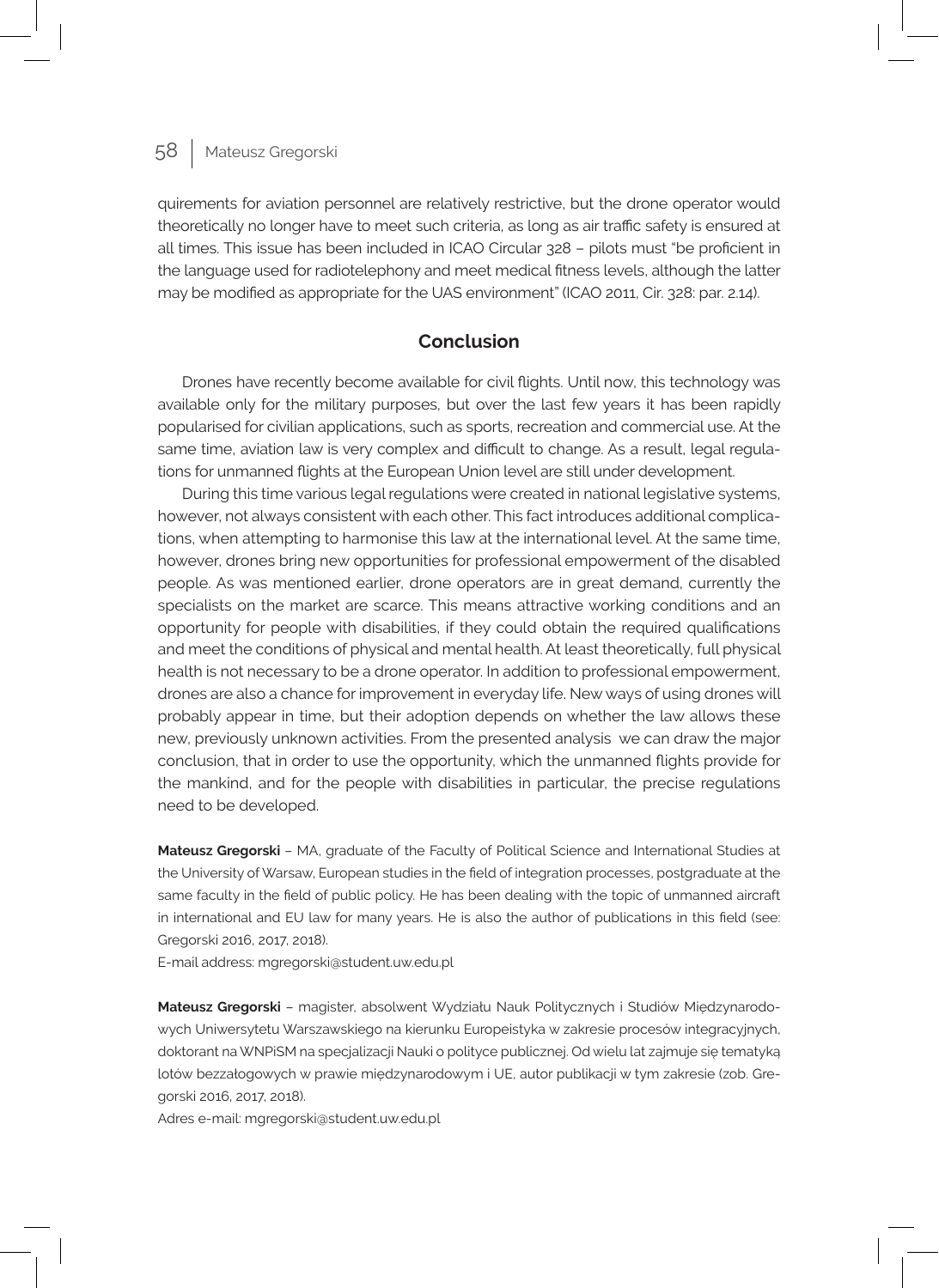quirements for aviation personnel are relatively restrictive, but the drone operator would theoretically no longer have to meet such criteria, as long as air traffic safety is ensured at all times. This issue has been included in ICAO Circular 328 – pilots must "be proficient in the language used for radiotelephony and meet medical fitness levels, although the latter may be modified as appropriate for the UAS environment" (ICAO 2011, Cir. 328: par. 2.14).

## Conclusion

Drones have recently become available for civil flights. Until now, this technology was available only for the military purposes, but over the last few years it has been rapidly popularised for civilian applications, such as sports, recreation and commercial use. At the same time, aviation law is very complex and difficult to change. As a result, legal regulations for unmanned flights at the European Union level are still under development.

During this time various legal regulations were created in national legislative systems, however, not always consistent with each other. This fact introduces additional complications, when attempting to harmonise this law at the international level. At the same time, however, drones bring new opportunities for professional empowerment of the disabled people. As was mentioned earlier, drone operators are in great demand, currently the specialists on the market are scarce. This means attractive working conditions and an opportunity for people with disabilities, if they could obtain the required qualifications and meet the conditions of physical and mental health. At least theoretically, full physical health is not necessary to be a drone operator. In addition to professional empowerment, drones are also a chance for improvement in everyday life. New ways of using drones will probably appear in time, but their adoption depends on whether the law allows these new, previously unknown activities. From the presented analysis we can draw the major conclusion, that in order to use the opportunity, which the unmanned flights provide for the mankind, and for the people with disabilities in particular, the precise regulations need to be developed.

**Mateusz Gregorski** – MA, graduate of the Faculty of Political Science and International Studies at the University of Warsaw, European studies in the field of integration processes, postgraduate at the same faculty in the field of public policy. He has been dealing with the topic of unmanned aircraft in international and EU law for many years. He is also the author of publications in this field (see: Gregorski 2016, 2017, 2018).
E-mail address: mgregorski@student.uw.edu.pl

**Mateusz Gregorski** – magister, absolwent Wydziału Nauk Politycznych i Studiów Międzynarodowych Uniwersytetu Warszawskiego na kierunku Europeistyka w zakresie procesów integracyjnych, doktorant na WNPiSM na specjalizacji Nauki o polityce publicznej. Od wielu lat zajmuje się tematyką lotów bezzałogowych w prawie międzynarodowym i UE, autor publikacji w tym zakresie (zob. Gregorski 2016, 2017, 2018).
Adres e-mail: mgregorski@student.uw.edu.pl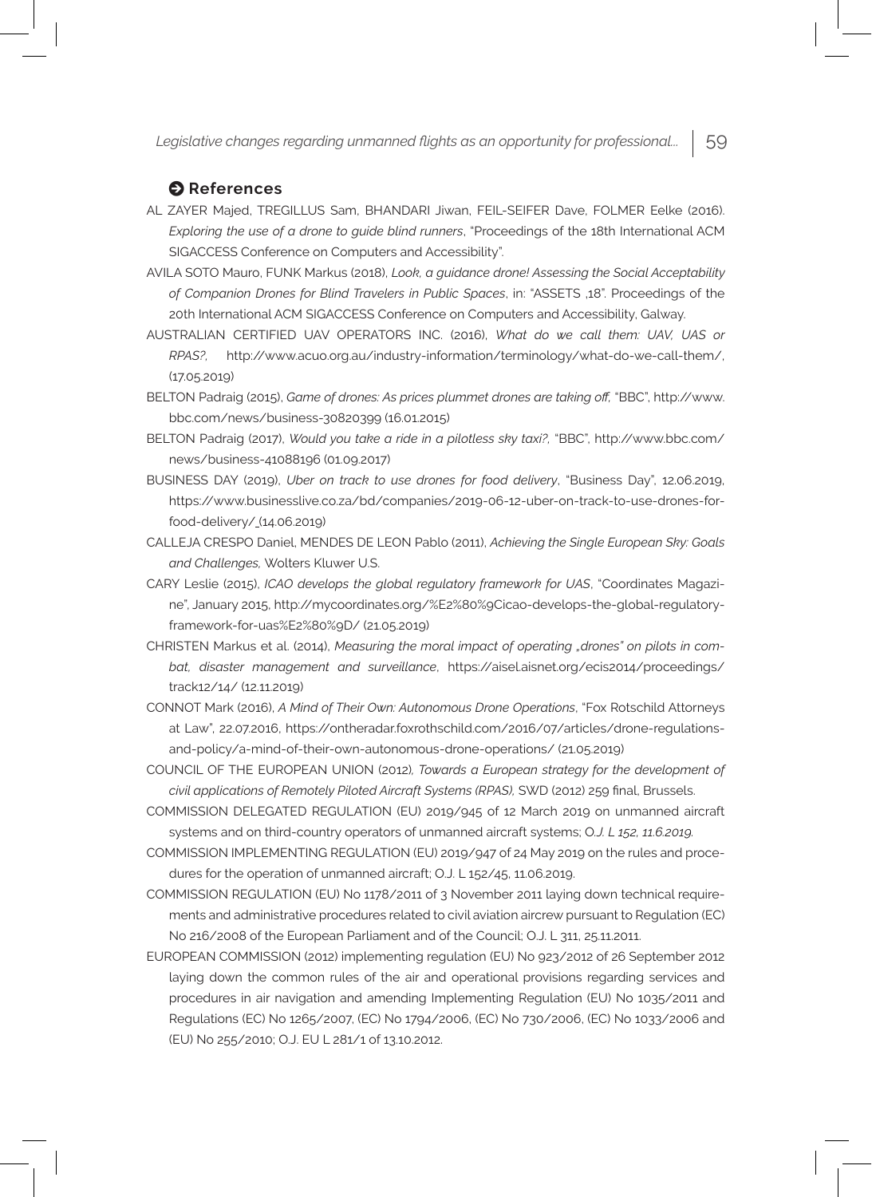## ➔ References

AL ZAYER Majed, TREGILLUS Sam, BHANDARI Jiwan, FEIL-SEIFER Dave, FOLMER Eelke (2016). *Exploring the use of a drone to guide blind runners*, "Proceedings of the 18th International ACM SIGACCESS Conference on Computers and Accessibility".

AVILA SOTO Mauro, FUNK Markus (2018), *Look, a guidance drone! Assessing the Social Acceptability of Companion Drones for Blind Travelers in Public Spaces*, in: "ASSETS ,18". Proceedings of the 20th International ACM SIGACCESS Conference on Computers and Accessibility, Galway.

AUSTRALIAN CERTIFIED UAV OPERATORS INC. (2016), *What do we call them: UAV, UAS or RPAS?*, http://www.acuo.org.au/industry-information/terminology/what-do-we-call-them/, (17.05.2019)

BELTON Padraig (2015), *Game of drones: As prices plummet drones are taking off*, "BBC", http://www.bbc.com/news/business-30820399 (16.01.2015)

BELTON Padraig (2017), *Would you take a ride in a pilotless sky taxi?*, "BBC", http://www.bbc.com/news/business-41088196 (01.09.2017)

BUSINESS DAY (2019), *Uber on track to use drones for food delivery*, "Business Day", 12.06.2019, https://www.businesslive.co.za/bd/companies/2019-06-12-uber-on-track-to-use-drones-for-food-delivery/ (14.06.2019)

CALLEJA CRESPO Daniel, MENDES DE LEON Pablo (2011), *Achieving the Single European Sky: Goals and Challenges,* Wolters Kluwer U.S.

CARY Leslie (2015), *ICAO develops the global regulatory framework for UAS*, "Coordinates Magazine", January 2015, http://mycoordinates.org/%E2%80%9Cicao-develops-the-global-regulatory-framework-for-uas%E2%80%9D/ (21.05.2019)

CHRISTEN Markus et al. (2014), *Measuring the moral impact of operating „drones" on pilots in combat, disaster management and surveillance*, https://aisel.aisnet.org/ecis2014/proceedings/track12/14/ (12.11.2019)

CONNOT Mark (2016), *A Mind of Their Own: Autonomous Drone Operations*, "Fox Rotschild Attorneys at Law", 22.07.2016, https://ontheradar.foxrothschild.com/2016/07/articles/drone-regulations-and-policy/a-mind-of-their-own-autonomous-drone-operations/ (21.05.2019)

COUNCIL OF THE EUROPEAN UNION (2012), *Towards a European strategy for the development of civil applications of Remotely Piloted Aircraft Systems (RPAS),* SWD (2012) 259 final, Brussels.

COMMISSION DELEGATED REGULATION (EU) 2019/945 of 12 March 2019 on unmanned aircraft systems and on third-country operators of unmanned aircraft systems; O.*J. L 152, 11.6.2019.*

COMMISSION IMPLEMENTING REGULATION (EU) 2019/947 of 24 May 2019 on the rules and procedures for the operation of unmanned aircraft; O.J. L 152/45, 11.06.2019.

COMMISSION REGULATION (EU) No 1178/2011 of 3 November 2011 laying down technical requirements and administrative procedures related to civil aviation aircrew pursuant to Regulation (EC) No 216/2008 of the European Parliament and of the Council; O.J. L 311, 25.11.2011.

EUROPEAN COMMISSION (2012) implementing regulation (EU) No 923/2012 of 26 September 2012 laying down the common rules of the air and operational provisions regarding services and procedures in air navigation and amending Implementing Regulation (EU) No 1035/2011 and Regulations (EC) No 1265/2007, (EC) No 1794/2006, (EC) No 730/2006, (EC) No 1033/2006 and (EU) No 255/2010; O.J. EU L 281/1 of 13.10.2012.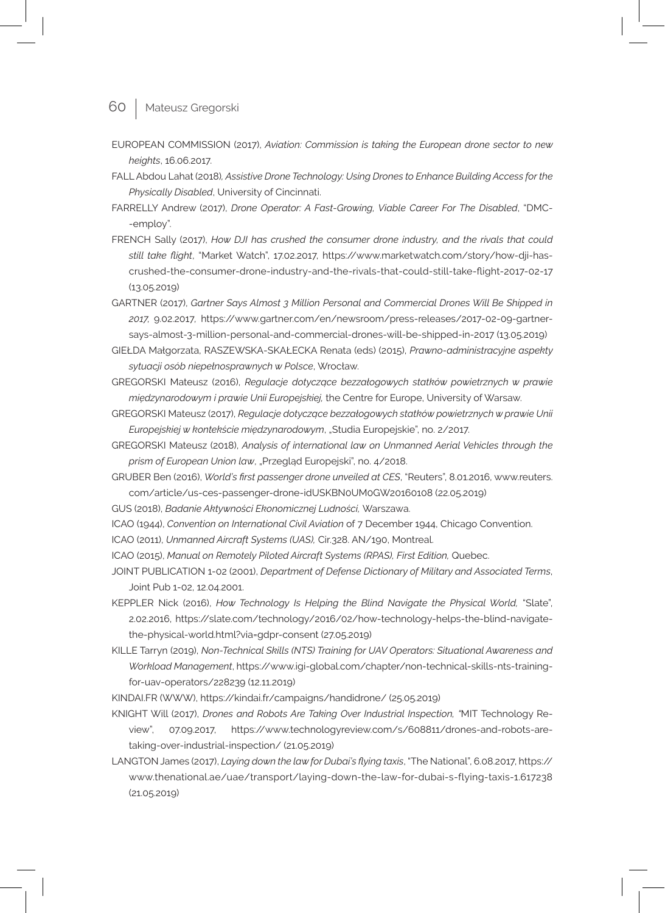EUROPEAN COMMISSION (2017), *Aviation: Commission is taking the European drone sector to new heights*, 16.06.2017.

FALL Abdou Lahat (2018), *Assistive Drone Technology: Using Drones to Enhance Building Access for the Physically Disabled*, University of Cincinnati.

FARRELLY Andrew (2017), *Drone Operator: A Fast-Growing, Viable Career For The Disabled*, "DMC--employ".

FRENCH Sally (2017), *How DJI has crushed the consumer drone industry, and the rivals that could still take flight*, "Market Watch", 17.02.2017, https://www.marketwatch.com/story/how-dji-has-crushed-the-consumer-drone-industry-and-the-rivals-that-could-still-take-flight-2017-02-17 (13.05.2019)

GARTNER (2017), *Gartner Says Almost 3 Million Personal and Commercial Drones Will Be Shipped in 2017*, 9.02.2017, https://www.gartner.com/en/newsroom/press-releases/2017-02-09-gartner-says-almost-3-million-personal-and-commercial-drones-will-be-shipped-in-2017 (13.05.2019)

GIEŁDA Małgorzata, RASZEWSKA-SKAŁECKA Renata (eds) (2015), *Prawno-administracyjne aspekty sytuacji osób niepełnosprawnych w Polsce*, Wrocław.

GREGORSKI Mateusz (2016), *Regulacje dotyczące bezzałogowych statków powietrznych w prawie międzynarodowym i prawie Unii Europejskiej*, the Centre for Europe, University of Warsaw.

GREGORSKI Mateusz (2017), *Regulacje dotyczące bezzałogowych statków powietrznych w prawie Unii Europejskiej w kontekście międzynarodowym*, „Studia Europejskie", no. 2/2017.

GREGORSKI Mateusz (2018), *Analysis of international law on Unmanned Aerial Vehicles through the prism of European Union law*, „Przegląd Europejski", no. 4/2018.

GRUBER Ben (2016), *World's first passenger drone unveiled at CES*, "Reuters", 8.01.2016, www.reuters.com/article/us-ces-passenger-drone-idUSKBN0UM0GW20160108 (22.05.2019)

GUS (2018), *Badanie Aktywności Ekonomicznej Ludności,* Warszawa.

ICAO (1944), *Convention on International Civil Aviation* of 7 December 1944, Chicago Convention.

ICAO (2011), *Unmanned Aircraft Systems (UAS),* Cir.328. AN/190, Montreal.

ICAO (2015), *Manual on Remotely Piloted Aircraft Systems (RPAS), First Edition,* Quebec.

JOINT PUBLICATION 1-02 (2001), *Department of Defense Dictionary of Military and Associated Terms*, Joint Pub 1-02, 12.04.2001.

KEPPLER Nick (2016), *How Technology Is Helping the Blind Navigate the Physical World,* "Slate", 2.02.2016, https://slate.com/technology/2016/02/how-technology-helps-the-blind-navigate-the-physical-world.html?via=gdpr-consent (27.05.2019)

KILLE Tarryn (2019), *Non-Technical Skills (NTS) Training for UAV Operators: Situational Awareness and Workload Management*, https://www.igi-global.com/chapter/non-technical-skills-nts-training-for-uav-operators/228239 (12.11.2019)

KINDAI.FR (WWW), https://kindai.fr/campaigns/handidrone/ (25.05.2019)

KNIGHT Will (2017), *Drones and Robots Are Taking Over Industrial Inspection,* "MIT Technology Review", 07.09.2017, https://www.technologyreview.com/s/608811/drones-and-robots-are-taking-over-industrial-inspection/ (21.05.2019)

LANGTON James (2017), *Laying down the law for Dubai's flying taxis*, "The National", 6.08.2017, https://www.thenational.ae/uae/transport/laying-down-the-law-for-dubai-s-flying-taxis-1.617238 (21.05.2019)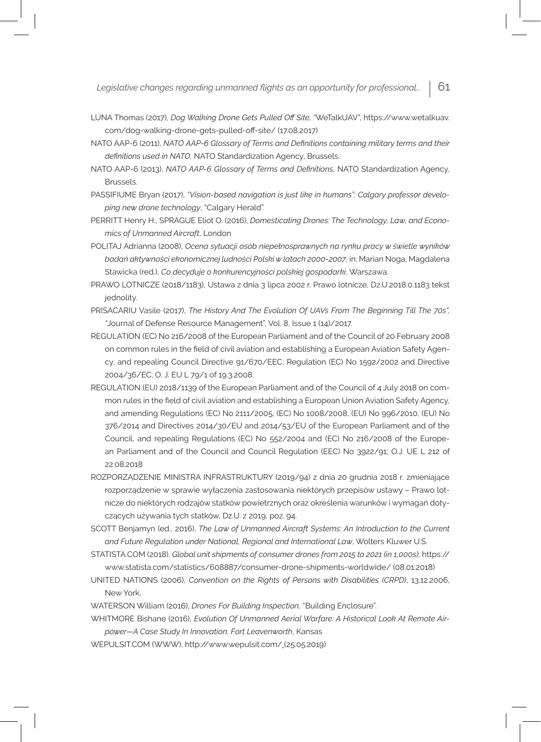LUNA Thomas (2017), *Dog Walking Drone Gets Pulled Off Site,* "WeTalkUAV", https://www.wetalkuav.com/dog-walking-drone-gets-pulled-off-site/ (17.08.2017)

NATO AAP-6 (2011), *NATO AAP-6 Glossary of Terms and Definitions containing military terms and their definitions used in NATO,* NATO Standardization Agency, Brussels.

NATO AAP-6 (2013), *NATO AAP-6 Glossary of Terms and Definitions,* NATO Standardization Agency, Brussels.

PASSIFIUME Bryan (2017), *"Vision-based navigation is just like in humans": Calgary professor developing new drone technology*, "Calgary Herald".

PERRITT Henry H., SPRAGUE Eliot O. (2016), *Domesticating Drones: The Technology, Law, and Economics of Unmanned Aircraft*, London

POLITAJ Adrianna (2008), *Ocena sytuacji osób niepełnosprawnych na rynku pracy w świetle wyników badań aktywności ekonomicznej ludności Polski w latach 2000-2007*, in: Marian Noga, Magdalena Stawicka (red.), *Co decyduje o konkurencyjności polskiej gospodarki*, Warszawa.

PRAWO LOTNICZE (2018/1183), Ustawa z dnia 3 lipca 2002 r. Prawo lotnicze, Dz.U.2018.0.1183 tekst jednolity.

PRISACARIU Vasile (2017), *The History And The Evolution Of UAVs From The Beginning Till The 70s",* "Journal of Defense Resource Management", Vol. 8, Issue 1 (14)/2017.

REGULATION (EC) No 216/2008 of the European Parliament and of the Council of 20 February 2008 on common rules in the field of civil aviation and establishing a European Aviation Safety Agency, and repealing Council Directive 91/670/EEC, Regulation (EC) No 1592/2002 and Directive 2004/36/EC; O. J. EU L 79/1 of 19.3.2008.

REGULATION (EU) 2018/1139 of the European Parliament and of the Council of 4 July 2018 on common rules in the field of civil aviation and establishing a European Union Aviation Safety Agency, and amending Regulations (EC) No 2111/2005, (EC) No 1008/2008, (EU) No 996/2010, (EU) No 376/2014 and Directives 2014/30/EU and 2014/53/EU of the European Parliament and of the Council, and repealing Regulations (EC) No 552/2004 and (EC) No 216/2008 of the European Parliament and of the Council and Council Regulation (EEC) No 3922/91; O.J. UE L 212 of 22.08.2018

ROZPORZĄDZENIE MINISTRA INFRASTRUKTURY (2019/94) z dnia 20 grudnia 2018 r. zmieniające rozporządzenie w sprawie wyłączenia zastosowania niektórych przepisów ustawy – Prawo lotnicze do niektórych rodzajów statków powietrznych oraz określenia warunków i wymagań dotyczących używania tych statków, Dz.U. z 2019, poz. 94.

SCOTT Benjamyn (ed., 2016), *The Law of Unmanned Aircraft Systems: An Introduction to the Current and Future Regulation under National, Regional and International Law*, Wolters Kluwer U.S.

STATISTA.COM (2018), *Global unit shipments of consumer drones from 2015 to 2021 (in 1,000s),* https://www.statista.com/statistics/608887/consumer-drone-shipments-worldwide/ (08.01.2018)

UNITED NATIONS (2006), *Convention on the Rights of Persons with Disabilities (CRPD)*, 13.12.2006, New York.

WATERSON William (2016), *Drones For Building Inspection,* "Building Enclosure".

WHITMORE Bishane (2016), *Evolution Of Unmanned Aerial Warfare: A Historical Look At Remote Airpower—A Case Study In Innovation, Fort Leavenworth*, Kansas

WEPULSIT.COM (WWW), http://www.wepulsit.com/ (25.05.2019)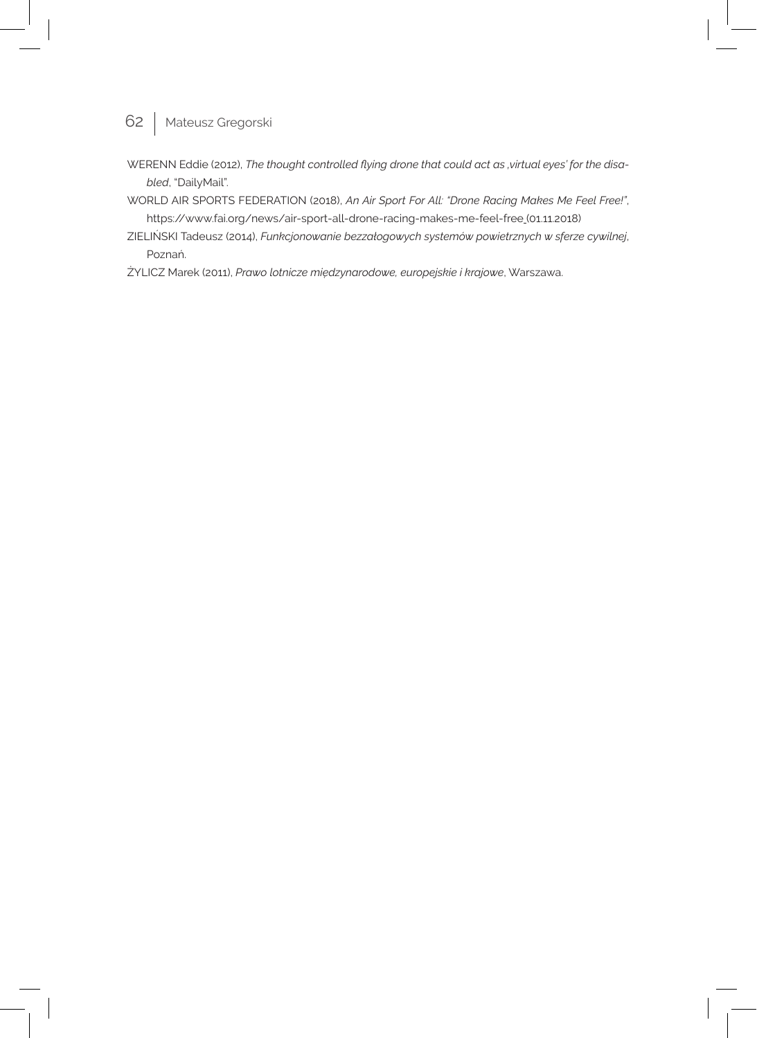WERENN Eddie (2012), *The thought controlled flying drone that could act as ‚virtual eyes' for the disabled*, "DailyMail".

WORLD AIR SPORTS FEDERATION (2018), *An Air Sport For All: "Drone Racing Makes Me Feel Free!"*, https://www.fai.org/news/air-sport-all-drone-racing-makes-me-feel-free (01.11.2018)

ZIELIŃSKI Tadeusz (2014), *Funkcjonowanie bezzałogowych systemów powietrznych w sferze cywilnej*, Poznań.

ŻYLICZ Marek (2011), *Prawo lotnicze międzynarodowe, europejskie i krajowe*, Warszawa.